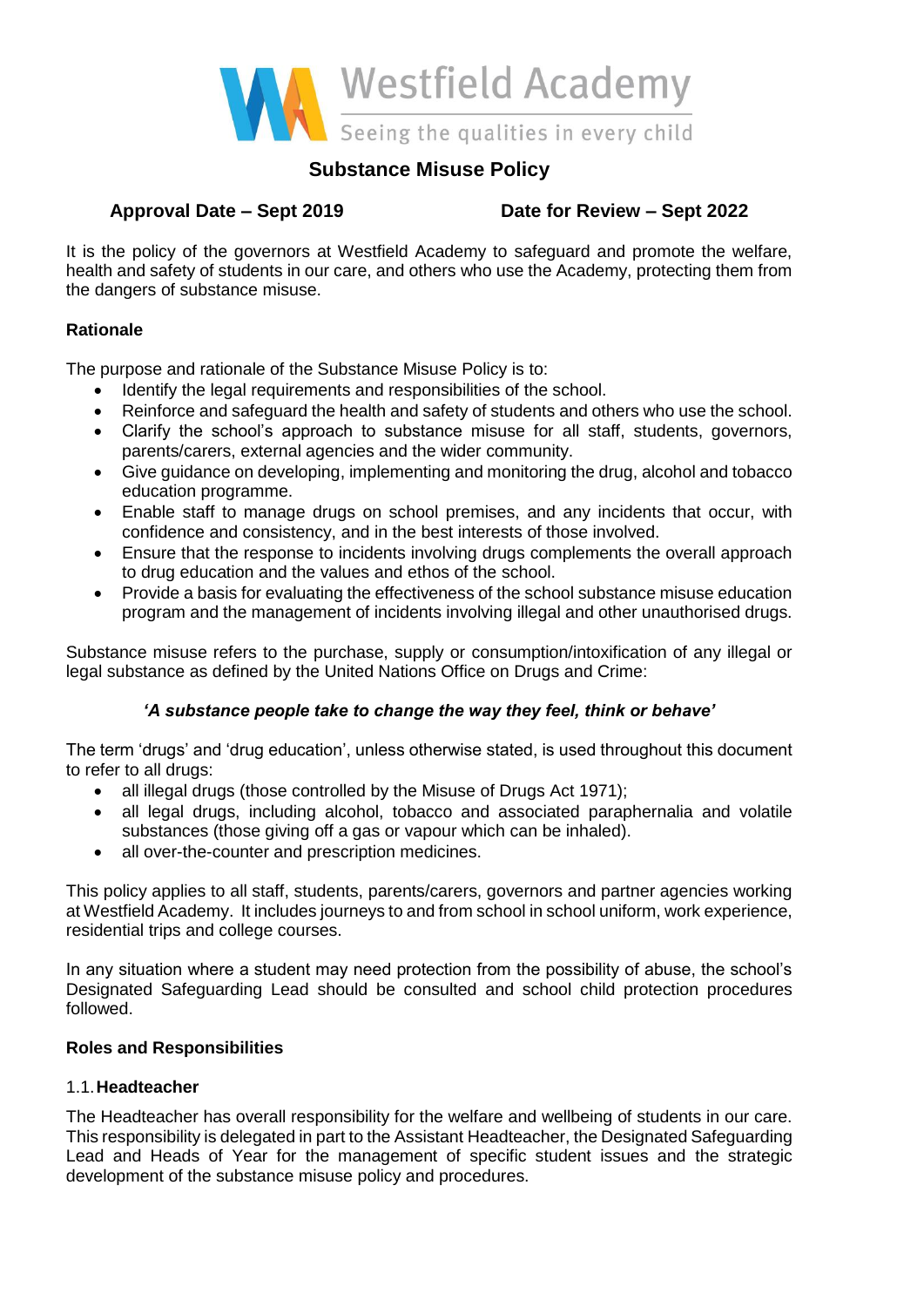Westfield Academy

Seeing the qualities in every child

# Substance Misuse Policy

**Approval Date – Sept 2019** **Date for Review – Sept 2022**

It is the policy of the governors at Westfield Academy to safeguard and promote the welfare, health and safety of students in our care, and others who use the Academy, protecting them from the dangers of substance misuse.

**Rationale**

The purpose and rationale of the Substance Misuse Policy is to:

- Identify the legal requirements and responsibilities of the school.
- Reinforce and safeguard the health and safety of students and others who use the school.
- Clarify the school's approach to substance misuse for all staff, students, governors, parents/carers, external agencies and the wider community.
- Give guidance on developing, implementing and monitoring the drug, alcohol and tobacco education programme.
- Enable staff to manage drugs on school premises, and any incidents that occur, with confidence and consistency, and in the best interests of those involved.
- Ensure that the response to incidents involving drugs complements the overall approach to drug education and the values and ethos of the school.
- Provide a basis for evaluating the effectiveness of the school substance misuse education program and the management of incidents involving illegal and other unauthorised drugs.

Substance misuse refers to the purchase, supply or consumption/intoxification of any illegal or legal substance as defined by the United Nations Office on Drugs and Crime:

***'A substance people take to change the way they feel, think or behave'***

The term 'drugs' and 'drug education', unless otherwise stated, is used throughout this document to refer to all drugs:

- all illegal drugs (those controlled by the Misuse of Drugs Act 1971);
- all legal drugs, including alcohol, tobacco and associated paraphernalia and volatile substances (those giving off a gas or vapour which can be inhaled).
- all over-the-counter and prescription medicines.

This policy applies to all staff, students, parents/carers, governors and partner agencies working at Westfield Academy. It includes journeys to and from school in school uniform, work experience, residential trips and college courses.

In any situation where a student may need protection from the possibility of abuse, the school's Designated Safeguarding Lead should be consulted and school child protection procedures followed.

**Roles and Responsibilities**

1.1. **Headteacher**

The Headteacher has overall responsibility for the welfare and wellbeing of students in our care. This responsibility is delegated in part to the Assistant Headteacher, the Designated Safeguarding Lead and Heads of Year for the management of specific student issues and the strategic development of the substance misuse policy and procedures.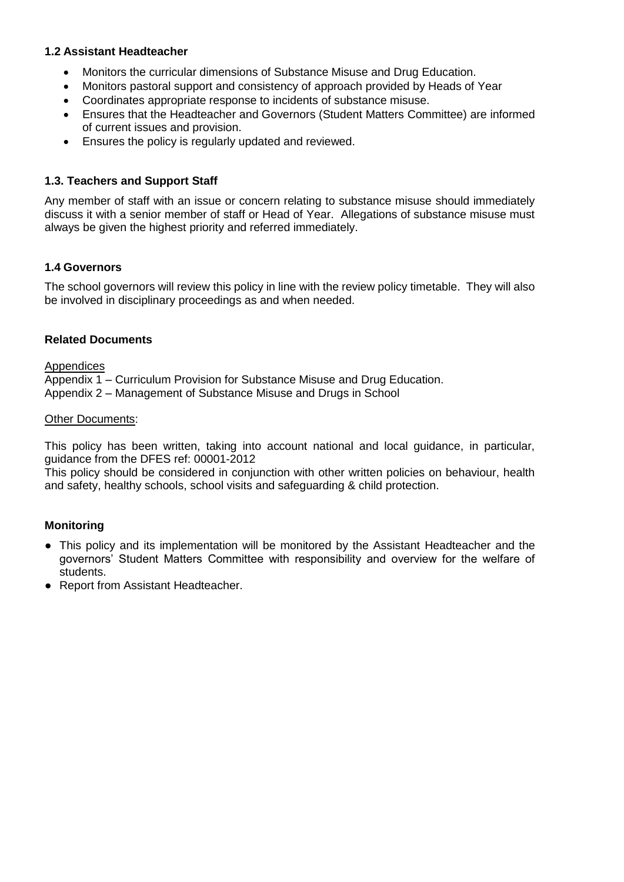### 1.2 Assistant Headteacher

- Monitors the curricular dimensions of Substance Misuse and Drug Education.
- Monitors pastoral support and consistency of approach provided by Heads of Year
- Coordinates appropriate response to incidents of substance misuse.
- Ensures that the Headteacher and Governors (Student Matters Committee) are informed of current issues and provision.
- Ensures the policy is regularly updated and reviewed.

### 1.3. Teachers and Support Staff

Any member of staff with an issue or concern relating to substance misuse should immediately discuss it with a senior member of staff or Head of Year. Allegations of substance misuse must always be given the highest priority and referred immediately.

### 1.4 Governors

The school governors will review this policy in line with the review policy timetable. They will also be involved in disciplinary proceedings as and when needed.

### Related Documents

Appendices
Appendix 1 – Curriculum Provision for Substance Misuse and Drug Education.
Appendix 2 – Management of Substance Misuse and Drugs in School

Other Documents:

This policy has been written, taking into account national and local guidance, in particular, guidance from the DFES ref: 00001-2012
This policy should be considered in conjunction with other written policies on behaviour, health and safety, healthy schools, school visits and safeguarding & child protection.

### Monitoring

- This policy and its implementation will be monitored by the Assistant Headteacher and the governors' Student Matters Committee with responsibility and overview for the welfare of students.
- Report from Assistant Headteacher.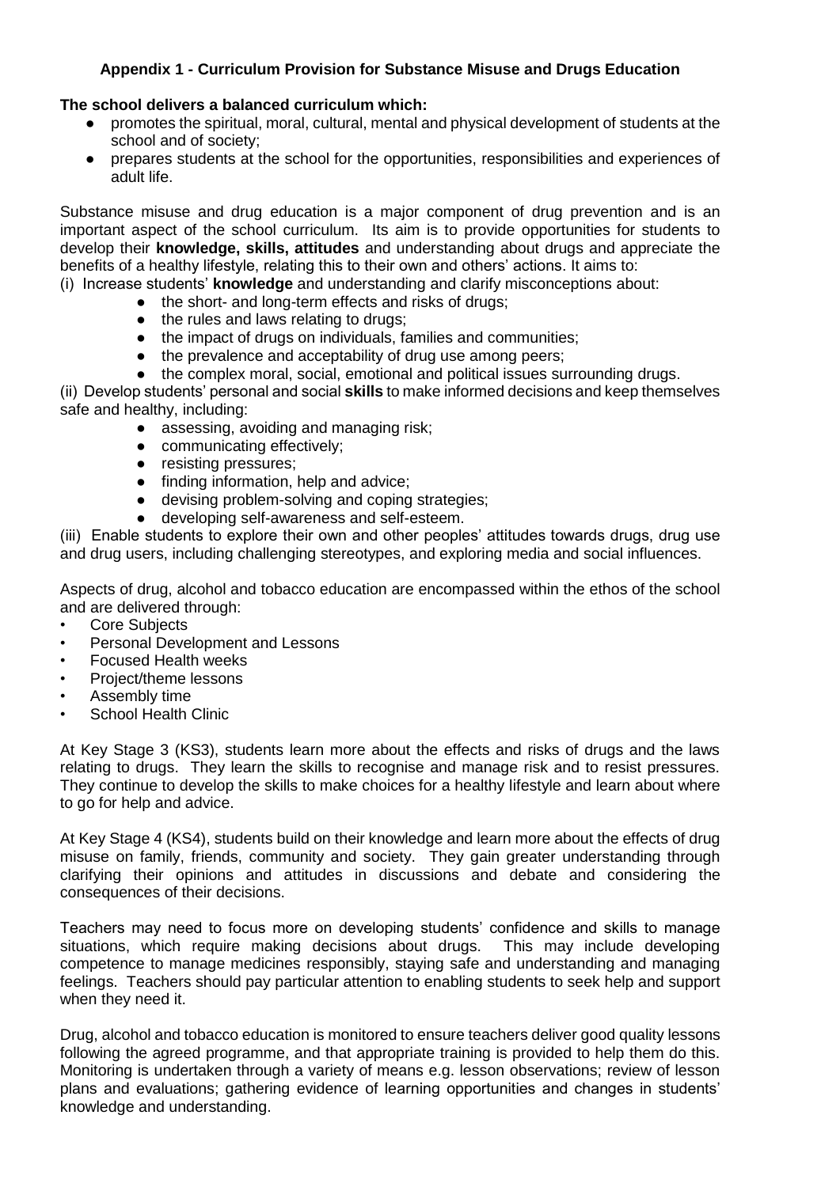## Appendix 1 - Curriculum Provision for Substance Misuse and Drugs Education

**The school delivers a balanced curriculum which:**

- promotes the spiritual, moral, cultural, mental and physical development of students at the school and of society;
- prepares students at the school for the opportunities, responsibilities and experiences of adult life.

Substance misuse and drug education is a major component of drug prevention and is an important aspect of the school curriculum. Its aim is to provide opportunities for students to develop their **knowledge, skills, attitudes** and understanding about drugs and appreciate the benefits of a healthy lifestyle, relating this to their own and others' actions. It aims to:

(i) Increase students' **knowledge** and understanding and clarify misconceptions about:

- the short- and long-term effects and risks of drugs;
- the rules and laws relating to drugs;
- the impact of drugs on individuals, families and communities;
- the prevalence and acceptability of drug use among peers;
- the complex moral, social, emotional and political issues surrounding drugs.

(ii) Develop students' personal and social **skills** to make informed decisions and keep themselves safe and healthy, including:

- assessing, avoiding and managing risk;
- communicating effectively;
- resisting pressures;
- finding information, help and advice;
- devising problem-solving and coping strategies;
- developing self-awareness and self-esteem.

(iii) Enable students to explore their own and other peoples' attitudes towards drugs, drug use and drug users, including challenging stereotypes, and exploring media and social influences.

Aspects of drug, alcohol and tobacco education are encompassed within the ethos of the school and are delivered through:

- Core Subjects
- Personal Development and Lessons
- Focused Health weeks
- Project/theme lessons
- Assembly time
- School Health Clinic

At Key Stage 3 (KS3), students learn more about the effects and risks of drugs and the laws relating to drugs. They learn the skills to recognise and manage risk and to resist pressures. They continue to develop the skills to make choices for a healthy lifestyle and learn about where to go for help and advice.

At Key Stage 4 (KS4), students build on their knowledge and learn more about the effects of drug misuse on family, friends, community and society. They gain greater understanding through clarifying their opinions and attitudes in discussions and debate and considering the consequences of their decisions.

Teachers may need to focus more on developing students' confidence and skills to manage situations, which require making decisions about drugs. This may include developing competence to manage medicines responsibly, staying safe and understanding and managing feelings. Teachers should pay particular attention to enabling students to seek help and support when they need it.

Drug, alcohol and tobacco education is monitored to ensure teachers deliver good quality lessons following the agreed programme, and that appropriate training is provided to help them do this. Monitoring is undertaken through a variety of means e.g. lesson observations; review of lesson plans and evaluations; gathering evidence of learning opportunities and changes in students' knowledge and understanding.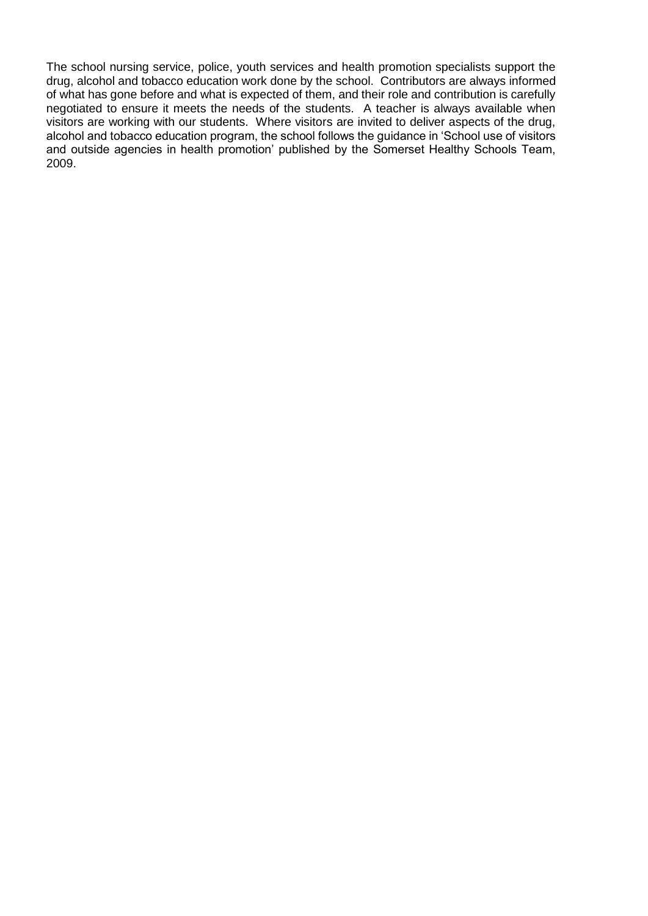The school nursing service, police, youth services and health promotion specialists support the drug, alcohol and tobacco education work done by the school. Contributors are always informed of what has gone before and what is expected of them, and their role and contribution is carefully negotiated to ensure it meets the needs of the students. A teacher is always available when visitors are working with our students. Where visitors are invited to deliver aspects of the drug, alcohol and tobacco education program, the school follows the guidance in 'School use of visitors and outside agencies in health promotion' published by the Somerset Healthy Schools Team, 2009.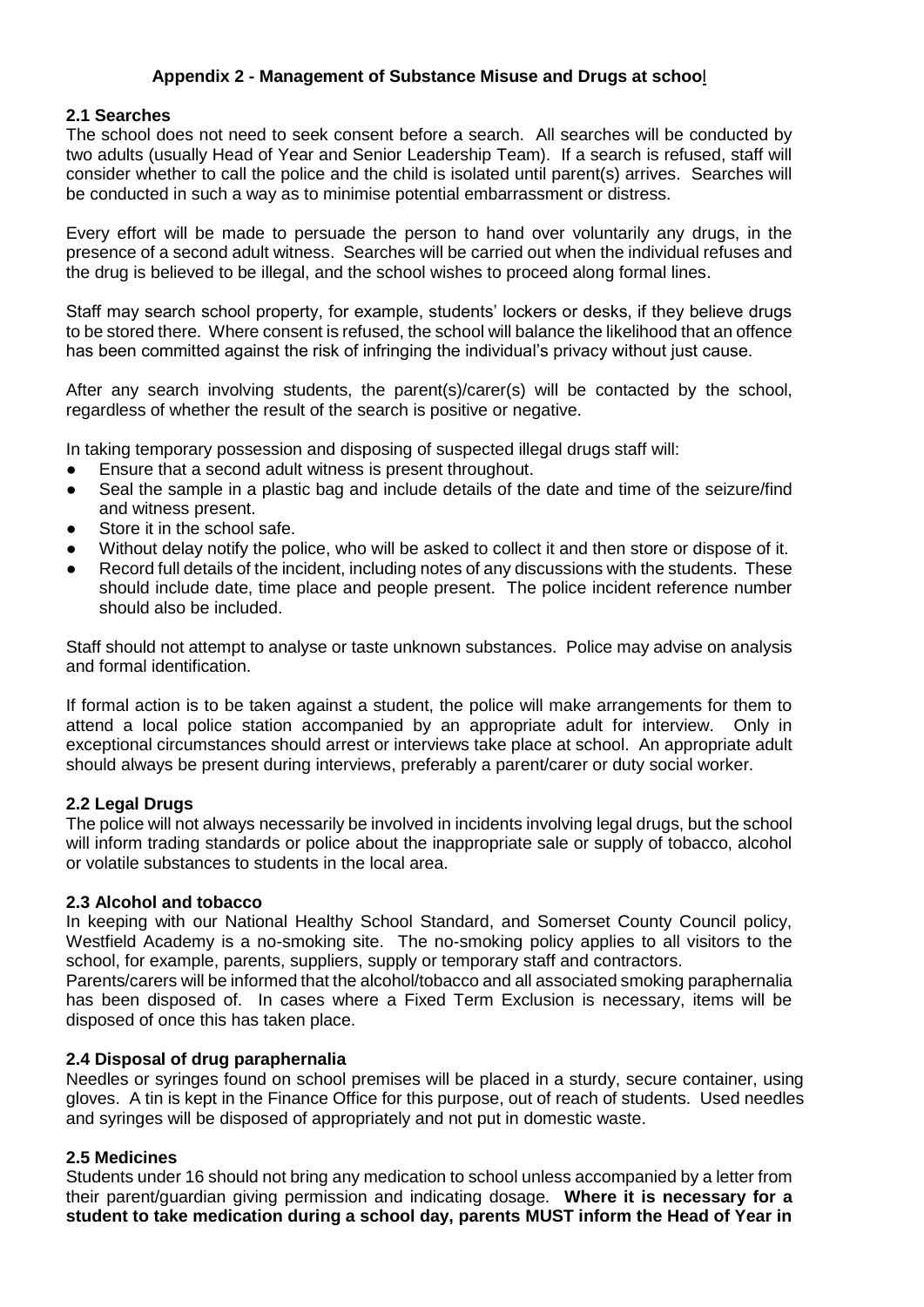## Appendix 2 - Management of Substance Misuse and Drugs at school

### 2.1 Searches

The school does not need to seek consent before a search. All searches will be conducted by two adults (usually Head of Year and Senior Leadership Team). If a search is refused, staff will consider whether to call the police and the child is isolated until parent(s) arrives. Searches will be conducted in such a way as to minimise potential embarrassment or distress.

Every effort will be made to persuade the person to hand over voluntarily any drugs, in the presence of a second adult witness. Searches will be carried out when the individual refuses and the drug is believed to be illegal, and the school wishes to proceed along formal lines.

Staff may search school property, for example, students' lockers or desks, if they believe drugs to be stored there. Where consent is refused, the school will balance the likelihood that an offence has been committed against the risk of infringing the individual's privacy without just cause.

After any search involving students, the parent(s)/carer(s) will be contacted by the school, regardless of whether the result of the search is positive or negative.

In taking temporary possession and disposing of suspected illegal drugs staff will:

- Ensure that a second adult witness is present throughout.
- Seal the sample in a plastic bag and include details of the date and time of the seizure/find and witness present.
- Store it in the school safe.
- Without delay notify the police, who will be asked to collect it and then store or dispose of it.
- Record full details of the incident, including notes of any discussions with the students. These should include date, time place and people present. The police incident reference number should also be included.

Staff should not attempt to analyse or taste unknown substances. Police may advise on analysis and formal identification.

If formal action is to be taken against a student, the police will make arrangements for them to attend a local police station accompanied by an appropriate adult for interview. Only in exceptional circumstances should arrest or interviews take place at school. An appropriate adult should always be present during interviews, preferably a parent/carer or duty social worker.

### 2.2 Legal Drugs

The police will not always necessarily be involved in incidents involving legal drugs, but the school will inform trading standards or police about the inappropriate sale or supply of tobacco, alcohol or volatile substances to students in the local area.

### 2.3 Alcohol and tobacco

In keeping with our National Healthy School Standard, and Somerset County Council policy, Westfield Academy is a no-smoking site. The no-smoking policy applies to all visitors to the school, for example, parents, suppliers, supply or temporary staff and contractors.
Parents/carers will be informed that the alcohol/tobacco and all associated smoking paraphernalia has been disposed of. In cases where a Fixed Term Exclusion is necessary, items will be disposed of once this has taken place.

### 2.4 Disposal of drug paraphernalia

Needles or syringes found on school premises will be placed in a sturdy, secure container, using gloves. A tin is kept in the Finance Office for this purpose, out of reach of students. Used needles and syringes will be disposed of appropriately and not put in domestic waste.

### 2.5 Medicines

Students under 16 should not bring any medication to school unless accompanied by a letter from their parent/guardian giving permission and indicating dosage. **Where it is necessary for a student to take medication during a school day, parents MUST inform the Head of Year in**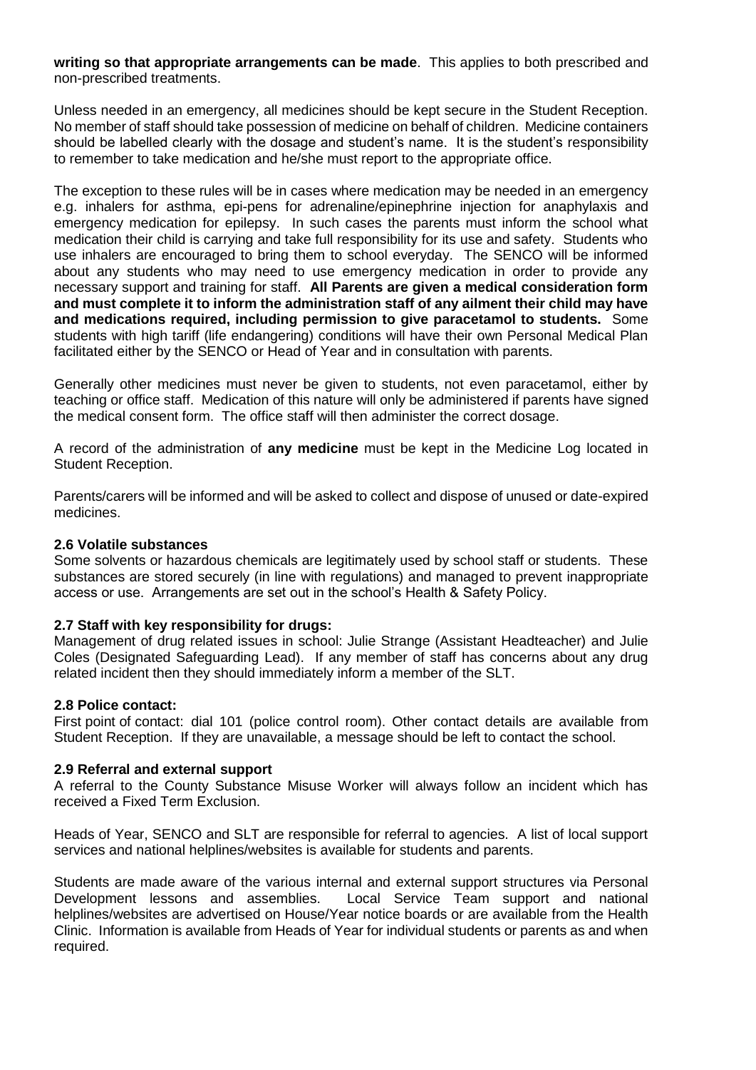**writing so that appropriate arrangements can be made**. This applies to both prescribed and non-prescribed treatments.

Unless needed in an emergency, all medicines should be kept secure in the Student Reception. No member of staff should take possession of medicine on behalf of children. Medicine containers should be labelled clearly with the dosage and student's name. It is the student's responsibility to remember to take medication and he/she must report to the appropriate office.

The exception to these rules will be in cases where medication may be needed in an emergency e.g. inhalers for asthma, epi-pens for adrenaline/epinephrine injection for anaphylaxis and emergency medication for epilepsy. In such cases the parents must inform the school what medication their child is carrying and take full responsibility for its use and safety. Students who use inhalers are encouraged to bring them to school everyday. The SENCO will be informed about any students who may need to use emergency medication in order to provide any necessary support and training for staff. **All Parents are given a medical consideration form and must complete it to inform the administration staff of any ailment their child may have and medications required, including permission to give paracetamol to students.** Some students with high tariff (life endangering) conditions will have their own Personal Medical Plan facilitated either by the SENCO or Head of Year and in consultation with parents.

Generally other medicines must never be given to students, not even paracetamol, either by teaching or office staff. Medication of this nature will only be administered if parents have signed the medical consent form. The office staff will then administer the correct dosage.

A record of the administration of **any medicine** must be kept in the Medicine Log located in Student Reception.

Parents/carers will be informed and will be asked to collect and dispose of unused or date-expired medicines.

### 2.6 Volatile substances

Some solvents or hazardous chemicals are legitimately used by school staff or students. These substances are stored securely (in line with regulations) and managed to prevent inappropriate access or use. Arrangements are set out in the school's Health & Safety Policy.

### 2.7 Staff with key responsibility for drugs:

Management of drug related issues in school: Julie Strange (Assistant Headteacher) and Julie Coles (Designated Safeguarding Lead). If any member of staff has concerns about any drug related incident then they should immediately inform a member of the SLT.

### 2.8 Police contact:

First point of contact: dial 101 (police control room). Other contact details are available from Student Reception. If they are unavailable, a message should be left to contact the school.

### 2.9 Referral and external support

A referral to the County Substance Misuse Worker will always follow an incident which has received a Fixed Term Exclusion.

Heads of Year, SENCO and SLT are responsible for referral to agencies. A list of local support services and national helplines/websites is available for students and parents.

Students are made aware of the various internal and external support structures via Personal Development lessons and assemblies. Local Service Team support and national helplines/websites are advertised on House/Year notice boards or are available from the Health Clinic. Information is available from Heads of Year for individual students or parents as and when required.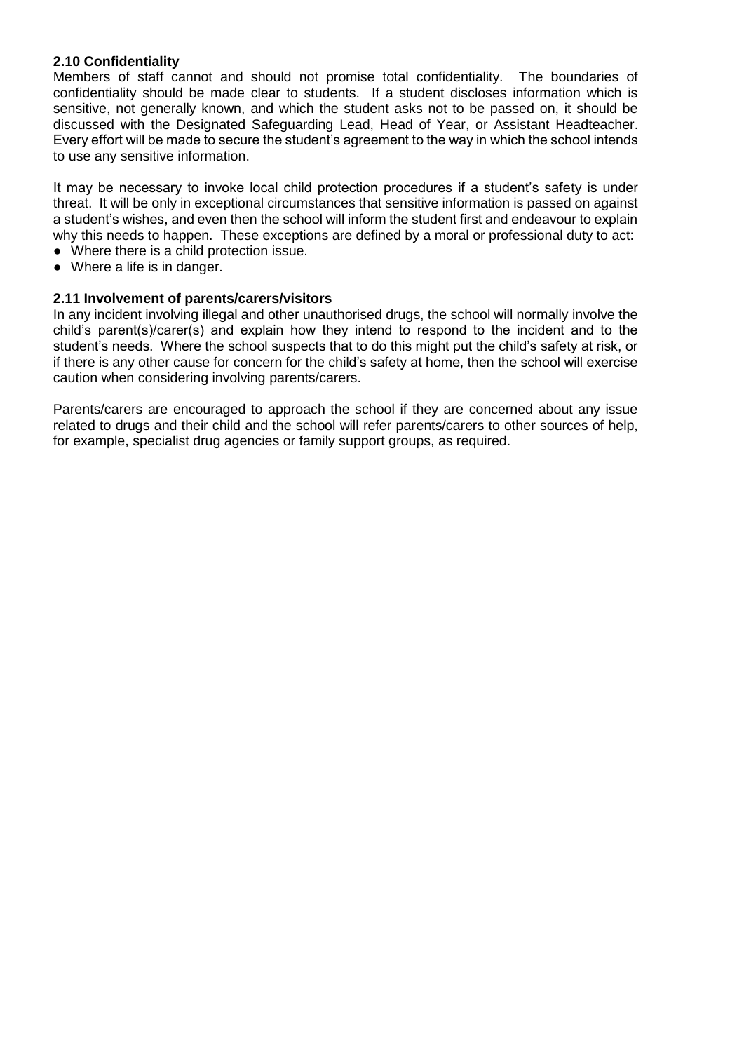### 2.10 Confidentiality

Members of staff cannot and should not promise total confidentiality. The boundaries of confidentiality should be made clear to students. If a student discloses information which is sensitive, not generally known, and which the student asks not to be passed on, it should be discussed with the Designated Safeguarding Lead, Head of Year, or Assistant Headteacher. Every effort will be made to secure the student's agreement to the way in which the school intends to use any sensitive information.

It may be necessary to invoke local child protection procedures if a student's safety is under threat. It will be only in exceptional circumstances that sensitive information is passed on against a student's wishes, and even then the school will inform the student first and endeavour to explain why this needs to happen. These exceptions are defined by a moral or professional duty to act:

- Where there is a child protection issue.
- Where a life is in danger.

### 2.11 Involvement of parents/carers/visitors

In any incident involving illegal and other unauthorised drugs, the school will normally involve the child's parent(s)/carer(s) and explain how they intend to respond to the incident and to the student's needs. Where the school suspects that to do this might put the child's safety at risk, or if there is any other cause for concern for the child's safety at home, then the school will exercise caution when considering involving parents/carers.

Parents/carers are encouraged to approach the school if they are concerned about any issue related to drugs and their child and the school will refer parents/carers to other sources of help, for example, specialist drug agencies or family support groups, as required.